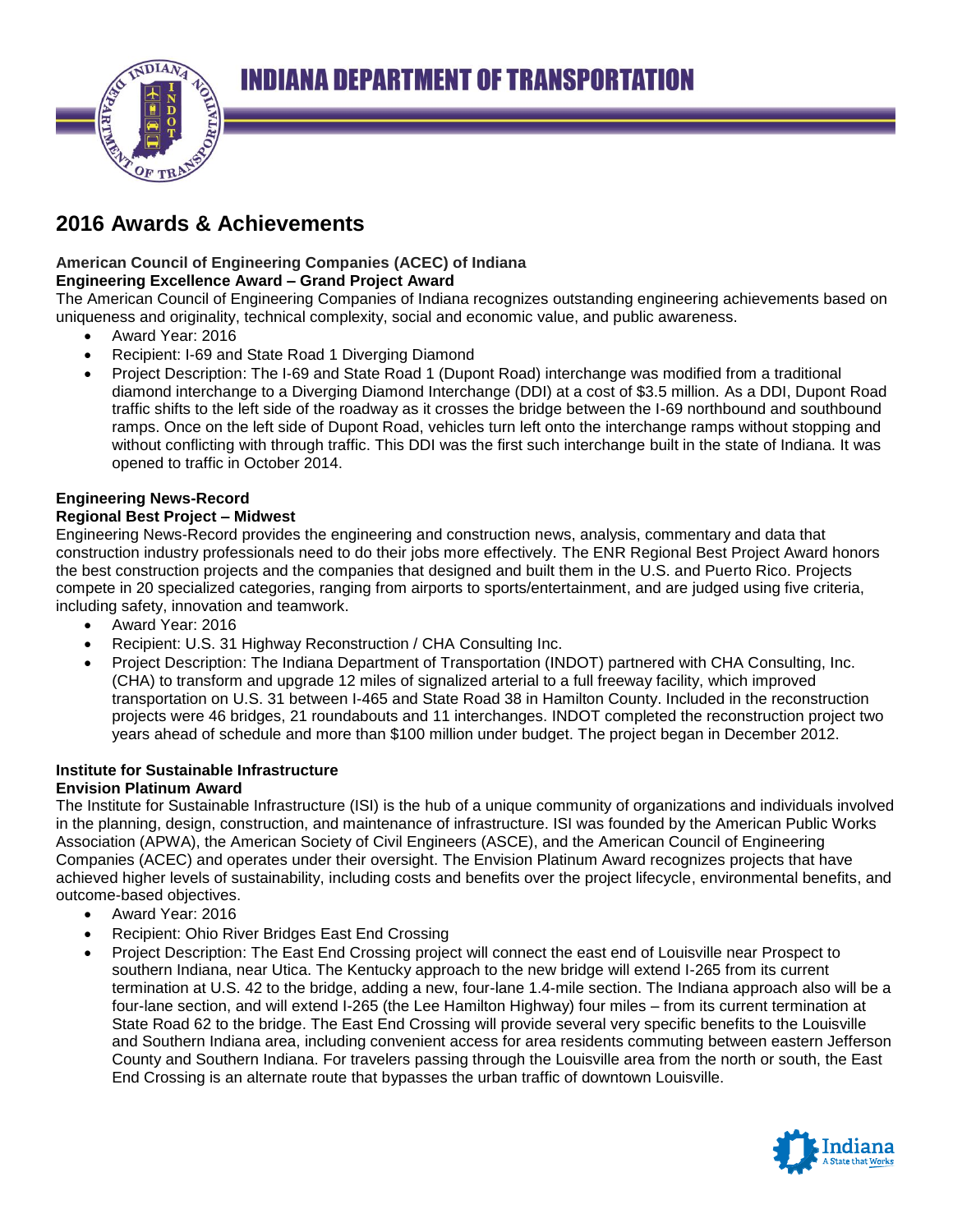# INDIANA DEPARTMENT OF TRANSPORTATION

## 2016 Awards & Achievements

**American Council of Engineering Companies (ACEC) of Indiana**
**Engineering Excellence Award – Grand Project Award**

The American Council of Engineering Companies of Indiana recognizes outstanding engineering achievements based on uniqueness and originality, technical complexity, social and economic value, and public awareness.

- Award Year: 2016
- Recipient: I-69 and State Road 1 Diverging Diamond
- Project Description: The I-69 and State Road 1 (Dupont Road) interchange was modified from a traditional diamond interchange to a Diverging Diamond Interchange (DDI) at a cost of $3.5 million. As a DDI, Dupont Road traffic shifts to the left side of the roadway as it crosses the bridge between the I-69 northbound and southbound ramps. Once on the left side of Dupont Road, vehicles turn left onto the interchange ramps without stopping and without conflicting with through traffic. This DDI was the first such interchange built in the state of Indiana. It was opened to traffic in October 2014.

**Engineering News-Record**
**Regional Best Project – Midwest**

Engineering News-Record provides the engineering and construction news, analysis, commentary and data that construction industry professionals need to do their jobs more effectively. The ENR Regional Best Project Award honors the best construction projects and the companies that designed and built them in the U.S. and Puerto Rico. Projects compete in 20 specialized categories, ranging from airports to sports/entertainment, and are judged using five criteria, including safety, innovation and teamwork.

- Award Year: 2016
- Recipient: U.S. 31 Highway Reconstruction / CHA Consulting Inc.
- Project Description: The Indiana Department of Transportation (INDOT) partnered with CHA Consulting, Inc. (CHA) to transform and upgrade 12 miles of signalized arterial to a full freeway facility, which improved transportation on U.S. 31 between I-465 and State Road 38 in Hamilton County. Included in the reconstruction projects were 46 bridges, 21 roundabouts and 11 interchanges. INDOT completed the reconstruction project two years ahead of schedule and more than $100 million under budget. The project began in December 2012.

**Institute for Sustainable Infrastructure**
**Envision Platinum Award**

The Institute for Sustainable Infrastructure (ISI) is the hub of a unique community of organizations and individuals involved in the planning, design, construction, and maintenance of infrastructure. ISI was founded by the American Public Works Association (APWA), the American Society of Civil Engineers (ASCE), and the American Council of Engineering Companies (ACEC) and operates under their oversight. The Envision Platinum Award recognizes projects that have achieved higher levels of sustainability, including costs and benefits over the project lifecycle, environmental benefits, and outcome-based objectives.

- Award Year: 2016
- Recipient: Ohio River Bridges East End Crossing
- Project Description: The East End Crossing project will connect the east end of Louisville near Prospect to southern Indiana, near Utica. The Kentucky approach to the new bridge will extend I-265 from its current termination at U.S. 42 to the bridge, adding a new, four-lane 1.4-mile section. The Indiana approach also will be a four-lane section, and will extend I-265 (the Lee Hamilton Highway) four miles – from its current termination at State Road 62 to the bridge. The East End Crossing will provide several very specific benefits to the Louisville and Southern Indiana area, including convenient access for area residents commuting between eastern Jefferson County and Southern Indiana. For travelers passing through the Louisville area from the north or south, the East End Crossing is an alternate route that bypasses the urban traffic of downtown Louisville.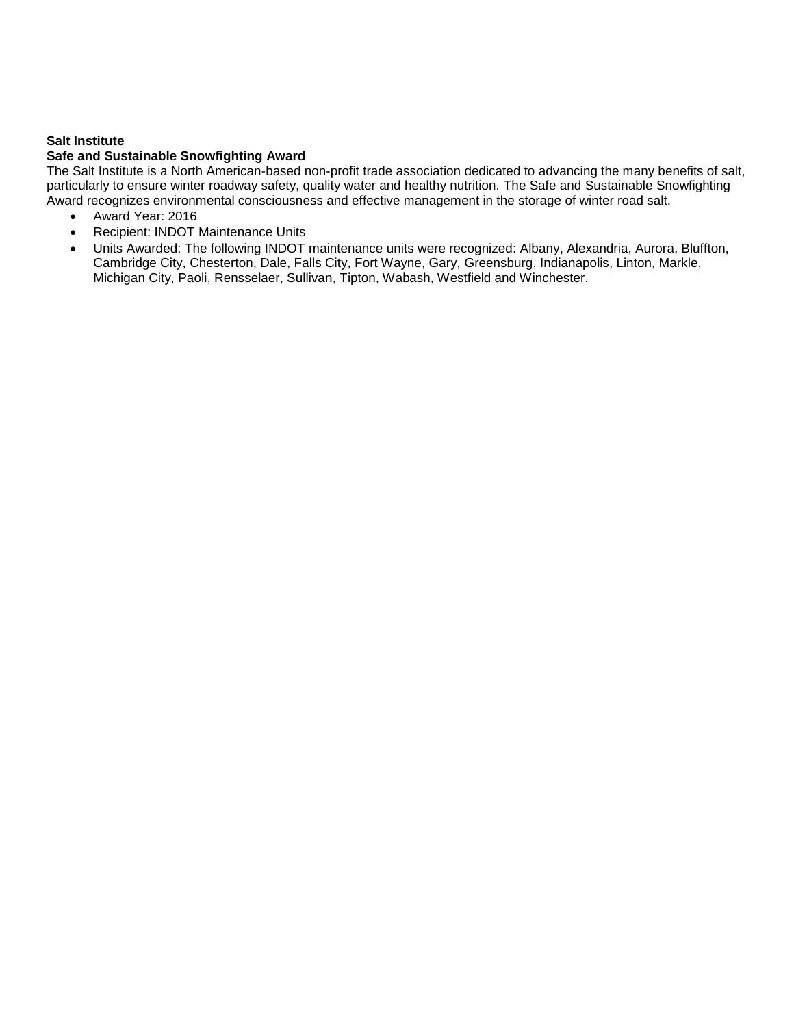**Salt Institute**

**Safe and Sustainable Snowfighting Award**

The Salt Institute is a North American-based non-profit trade association dedicated to advancing the many benefits of salt, particularly to ensure winter roadway safety, quality water and healthy nutrition. The Safe and Sustainable Snowfighting Award recognizes environmental consciousness and effective management in the storage of winter road salt.

- Award Year: 2016
- Recipient: INDOT Maintenance Units
- Units Awarded: The following INDOT maintenance units were recognized: Albany, Alexandria, Aurora, Bluffton, Cambridge City, Chesterton, Dale, Falls City, Fort Wayne, Gary, Greensburg, Indianapolis, Linton, Markle, Michigan City, Paoli, Rensselaer, Sullivan, Tipton, Wabash, Westfield and Winchester.